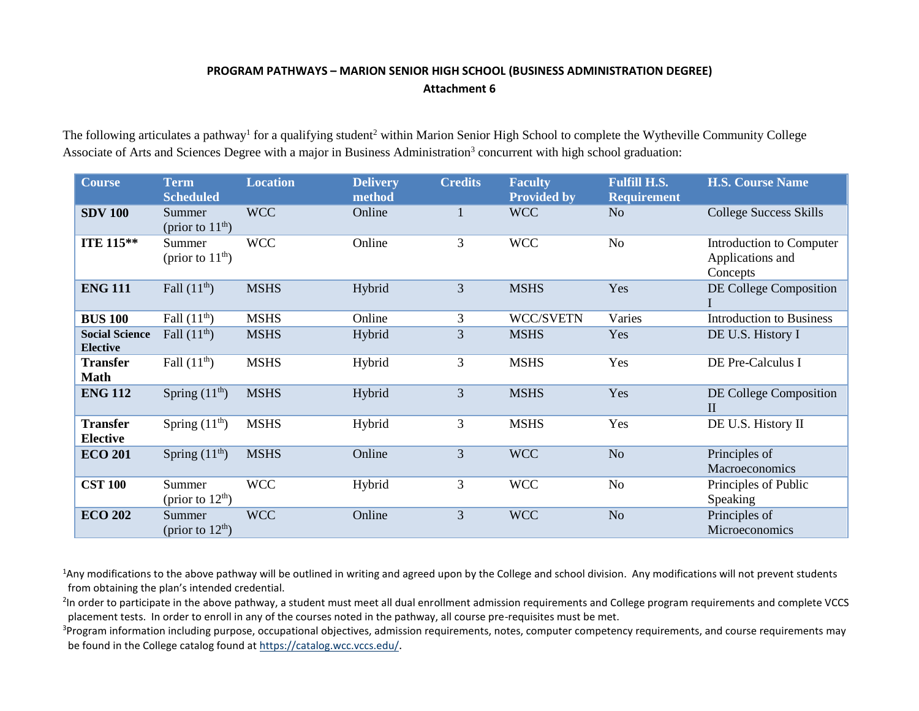# PROGRAM PATHWAYS – MARION SENIOR HIGH SCHOOL (BUSINESS ADMINISTRATION DEGREE)

## Attachment 6

The following articulates a pathway[1] for a qualifying student[2] within Marion Senior High School to complete the Wytheville Community College Associate of Arts and Sciences Degree with a major in Business Administration[3] concurrent with high school graduation:

| Course | Term Scheduled | Location | Delivery method | Credits | Faculty Provided by | Fulfill H.S. Requirement | H.S. Course Name |
|---|---|---|---|---|---|---|---|
| **SDV 100** | Summer (prior to 11th) | WCC | Online | 1 | WCC | No | College Success Skills |
| **ITE 115\*\*** | Summer (prior to 11th) | WCC | Online | 3 | WCC | No | Introduction to Computer Applications and Concepts |
| **ENG 111** | Fall (11th) | MSHS | Hybrid | 3 | MSHS | Yes | DE College Composition I |
| **BUS 100** | Fall (11th) | MSHS | Online | 3 | WCC/SVETN | Varies | Introduction to Business |
| **Social Science Elective** | Fall (11th) | MSHS | Hybrid | 3 | MSHS | Yes | DE U.S. History I |
| **Transfer Math** | Fall (11th) | MSHS | Hybrid | 3 | MSHS | Yes | DE Pre-Calculus I |
| **ENG 112** | Spring (11th) | MSHS | Hybrid | 3 | MSHS | Yes | DE College Composition II |
| **Transfer Elective** | Spring (11th) | MSHS | Hybrid | 3 | MSHS | Yes | DE U.S. History II |
| **ECO 201** | Spring (11th) | MSHS | Online | 3 | WCC | No | Principles of Macroeconomics |
| **CST 100** | Summer (prior to 12th) | WCC | Hybrid | 3 | WCC | No | Principles of Public Speaking |
| **ECO 202** | Summer (prior to 12th) | WCC | Online | 3 | WCC | No | Principles of Microeconomics |

[1]Any modifications to the above pathway will be outlined in writing and agreed upon by the College and school division. Any modifications will not prevent students from obtaining the plan's intended credential.

[2]In order to participate in the above pathway, a student must meet all dual enrollment admission requirements and College program requirements and complete VCCS placement tests. In order to enroll in any of the courses noted in the pathway, all course pre-requisites must be met.

[3]Program information including purpose, occupational objectives, admission requirements, notes, computer competency requirements, and course requirements may be found in the College catalog found at https://catalog.wcc.vccs.edu/.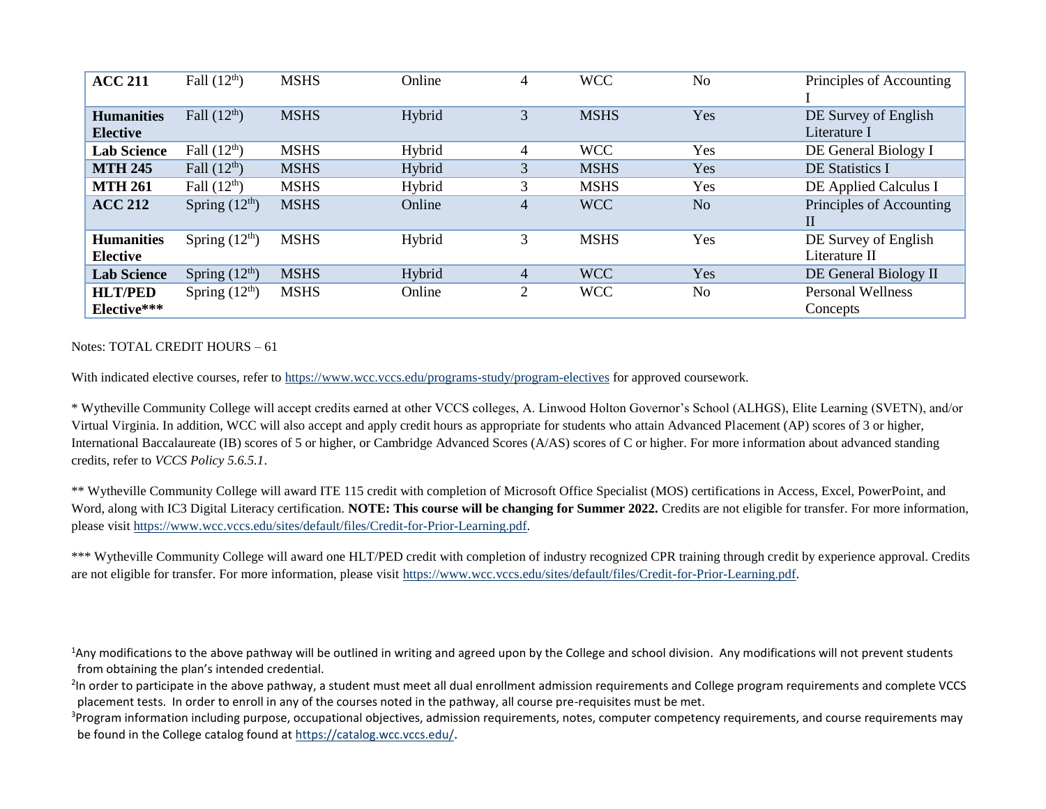| | | | | | | | |
|---|---|---|---|---|---|---|---|
| **ACC 211** | Fall (12th) | MSHS | Online | 4 | WCC | No | Principles of Accounting I |
| **Humanities Elective** | Fall (12th) | MSHS | Hybrid | 3 | MSHS | Yes | DE Survey of English Literature I |
| **Lab Science** | Fall (12th) | MSHS | Hybrid | 4 | WCC | Yes | DE General Biology I |
| **MTH 245** | Fall (12th) | MSHS | Hybrid | 3 | MSHS | Yes | DE Statistics I |
| **MTH 261** | Fall (12th) | MSHS | Hybrid | 3 | MSHS | Yes | DE Applied Calculus I |
| **ACC 212** | Spring (12th) | MSHS | Online | 4 | WCC | No | Principles of Accounting II |
| **Humanities Elective** | Spring (12th) | MSHS | Hybrid | 3 | MSHS | Yes | DE Survey of English Literature II |
| **Lab Science** | Spring (12th) | MSHS | Hybrid | 4 | WCC | Yes | DE General Biology II |
| **HLT/PED Elective*** ** | Spring (12th) | MSHS | Online | 2 | WCC | No | Personal Wellness Concepts |

Notes: TOTAL CREDIT HOURS – 61

With indicated elective courses, refer to https://www.wcc.vccs.edu/programs-study/program-electives for approved coursework.

* Wytheville Community College will accept credits earned at other VCCS colleges, A. Linwood Holton Governor's School (ALHGS), Elite Learning (SVETN), and/or Virtual Virginia. In addition, WCC will also accept and apply credit hours as appropriate for students who attain Advanced Placement (AP) scores of 3 or higher, International Baccalaureate (IB) scores of 5 or higher, or Cambridge Advanced Scores (A/AS) scores of C or higher. For more information about advanced standing credits, refer to *VCCS Policy 5.6.5.1*.

** Wytheville Community College will award ITE 115 credit with completion of Microsoft Office Specialist (MOS) certifications in Access, Excel, PowerPoint, and Word, along with IC3 Digital Literacy certification. **NOTE: This course will be changing for Summer 2022.** Credits are not eligible for transfer. For more information, please visit https://www.wcc.vccs.edu/sites/default/files/Credit-for-Prior-Learning.pdf.

*** Wytheville Community College will award one HLT/PED credit with completion of industry recognized CPR training through credit by experience approval. Credits are not eligible for transfer. For more information, please visit https://www.wcc.vccs.edu/sites/default/files/Credit-for-Prior-Learning.pdf.

[1] Any modifications to the above pathway will be outlined in writing and agreed upon by the College and school division. Any modifications will not prevent students from obtaining the plan's intended credential.

[2] In order to participate in the above pathway, a student must meet all dual enrollment admission requirements and College program requirements and complete VCCS placement tests. In order to enroll in any of the courses noted in the pathway, all course pre-requisites must be met.

[3] Program information including purpose, occupational objectives, admission requirements, notes, computer competency requirements, and course requirements may be found in the College catalog found at https://catalog.wcc.vccs.edu/.